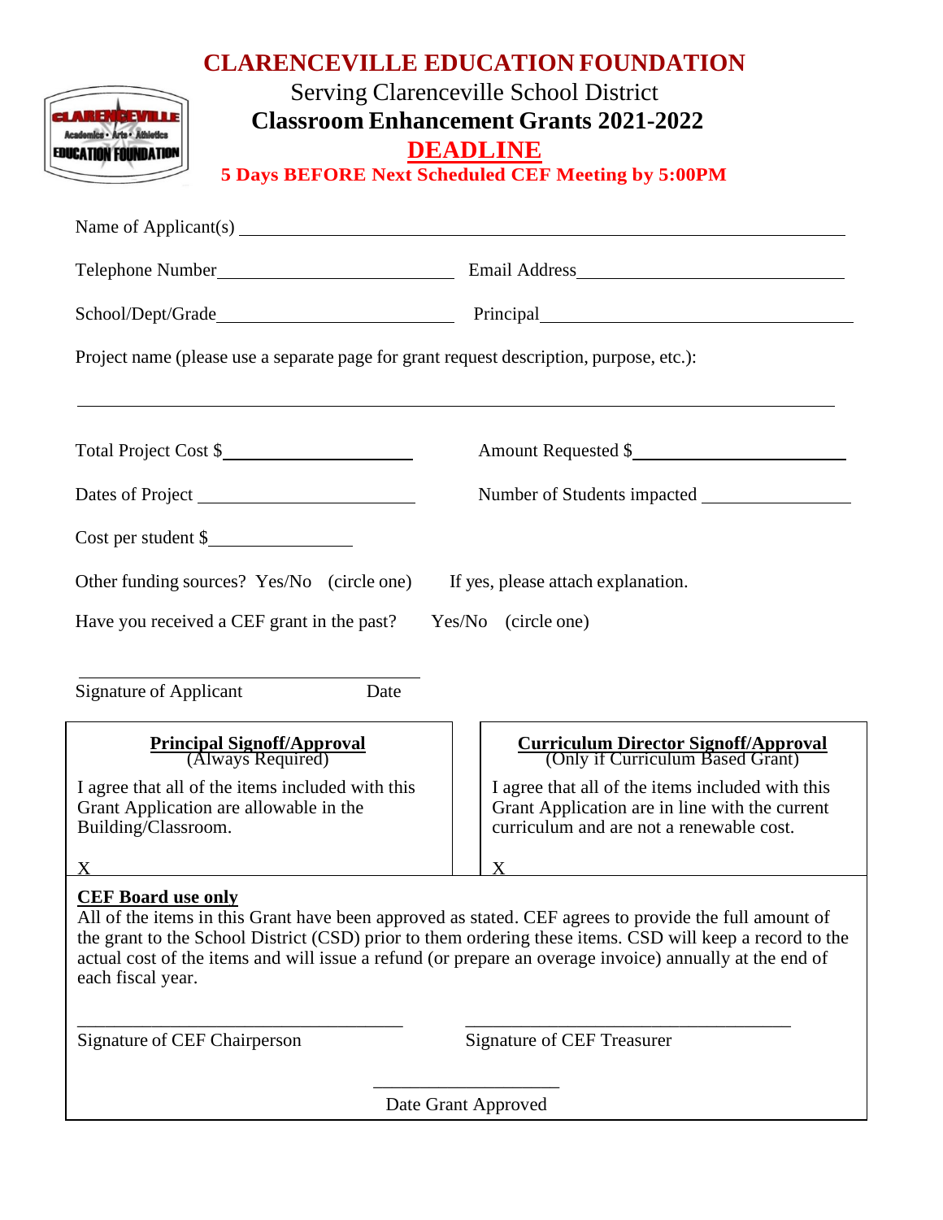# CLARENCEVILLE EDUCATION FOUNDATION

Serving Clarenceville School District

**Classroom Enhancement Grants 2021-2022**

**DEADLINE**

**5 Days BEFORE Next Scheduled CEF Meeting by 5:00PM**

Name of Applicant(s) ____________________________________________

Telephone Number ______________________ Email Address ______________________

School/Dept/Grade ______________________ Principal ______________________

Project name (please use a separate page for grant request description, purpose, etc.):

____________________________________________

Total Project Cost $ ______________________ Amount Requested $ ______________________

Dates of Project ______________________ Number of Students impacted ______________________

Cost per student $ ______________

Other funding sources? Yes/No (circle one) If yes, please attach explanation.

Have you received a CEF grant in the past? Yes/No (circle one)

______________________________________

Signature of Applicant Date

**Principal Signoff/Approval**
(Always Required)

I agree that all of the items included with this Grant Application are allowable in the Building/Classroom.

X

**Curriculum Director Signoff/Approval**
(Only if Curriculum Based Grant)

I agree that all of the items included with this Grant Application are in line with the current curriculum and are not a renewable cost.

X

**CEF Board use only**

All of the items in this Grant have been approved as stated. CEF agrees to provide the full amount of the grant to the School District (CSD) prior to them ordering these items. CSD will keep a record to the actual cost of the items and will issue a refund (or prepare an overage invoice) annually at the end of each fiscal year.

______________________________________ ______________________________________

Signature of CEF Chairperson Signature of CEF Treasurer

______________________

Date Grant Approved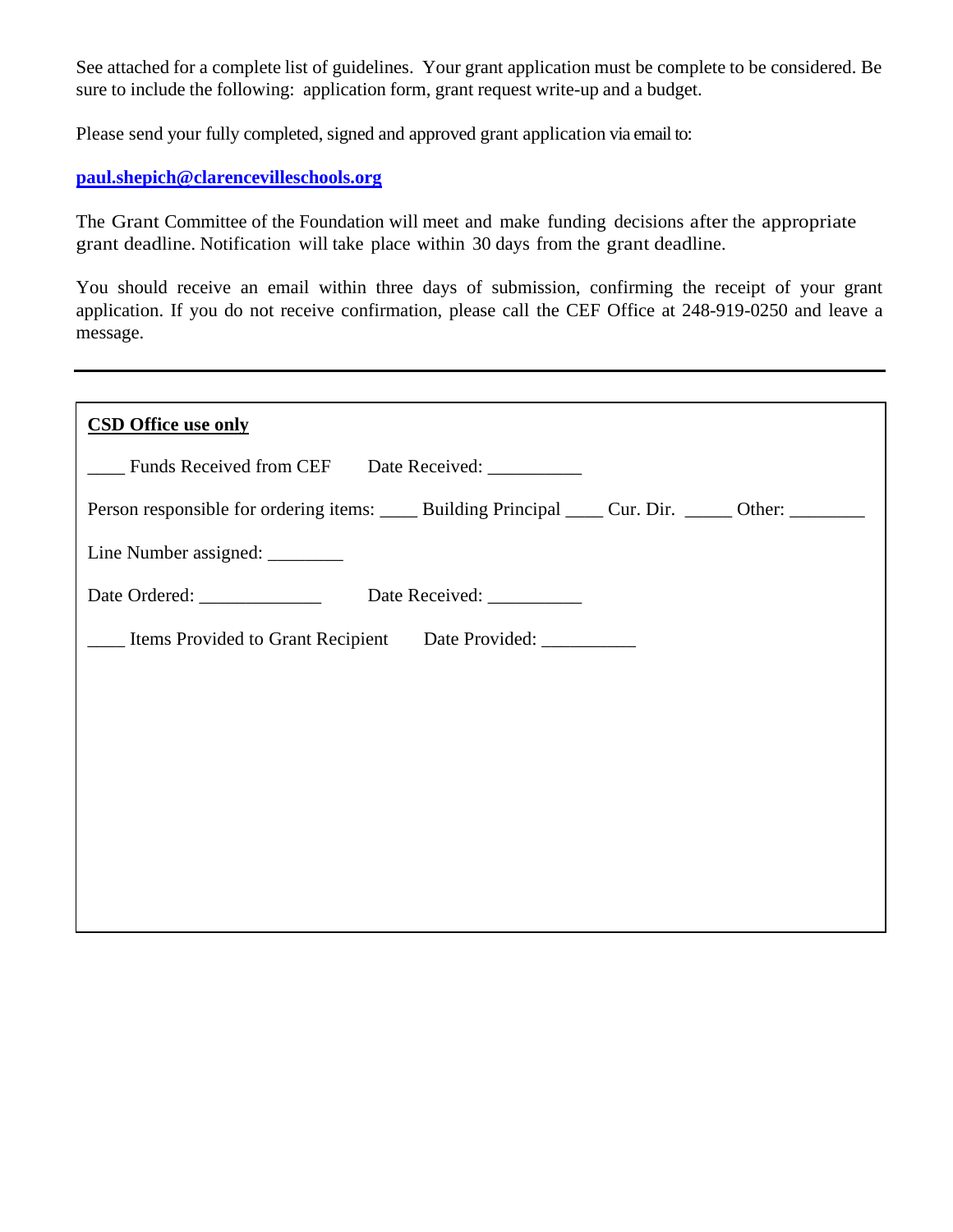See attached for a complete list of guidelines. Your grant application must be complete to be considered. Be sure to include the following: application form, grant request write-up and a budget.

Please send your fully completed, signed and approved grant application via email to:

**paul.shepich@clarencevilleschools.org**

The Grant Committee of the Foundation will meet and make funding decisions after the appropriate grant deadline. Notification will take place within 30 days from the grant deadline.

You should receive an email within three days of submission, confirming the receipt of your grant application. If you do not receive confirmation, please call the CEF Office at 248-919-0250 and leave a message.

---

**CSD Office use only**

____ Funds Received from CEF    Date Received: __________

Person responsible for ordering items: ____ Building Principal ____ Cur. Dir. _____ Other: ________

Line Number assigned: ________

Date Ordered: _____________    Date Received: __________

____ Items Provided to Grant Recipient    Date Provided: __________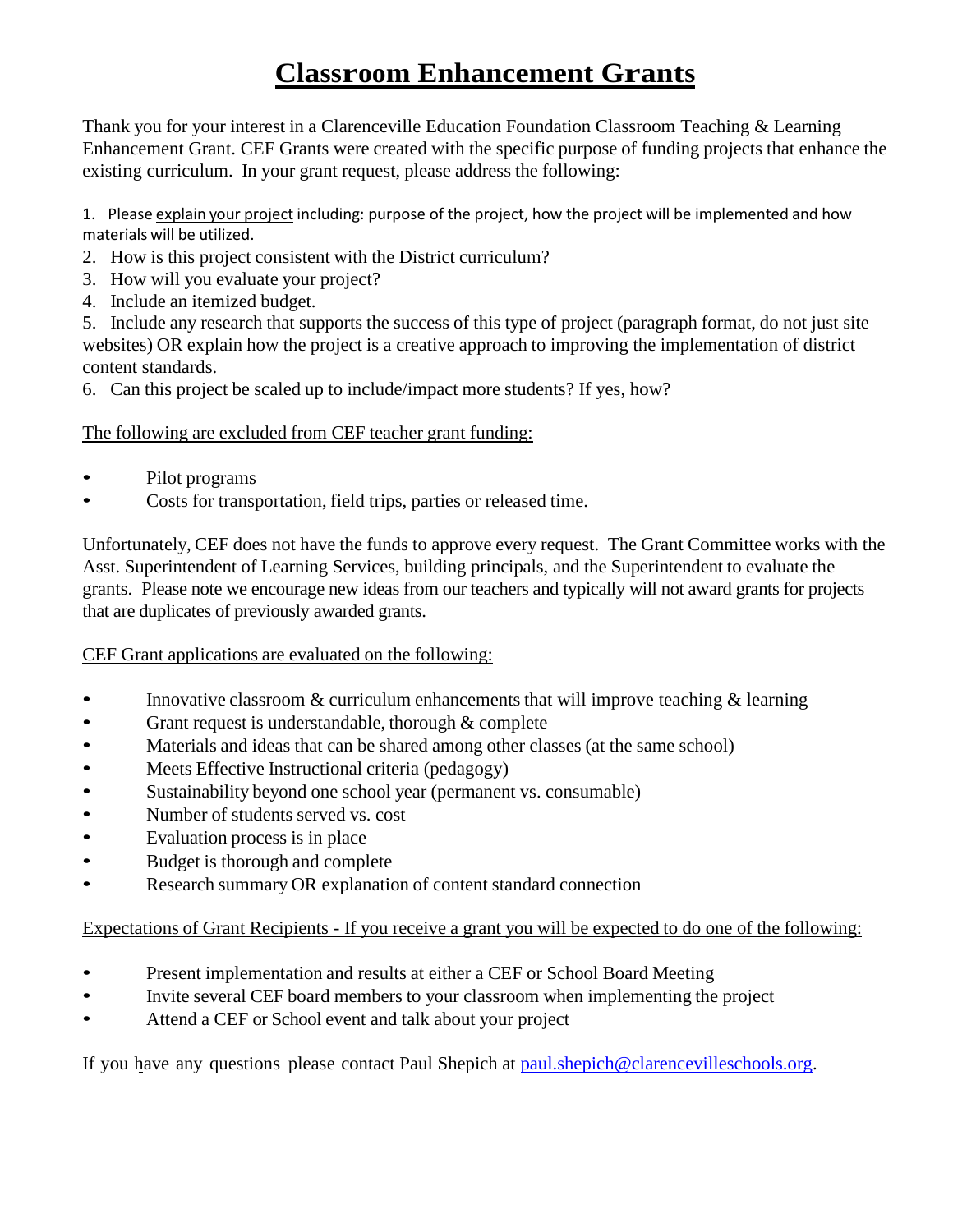# Classroom Enhancement Grants

Thank you for your interest in a Clarenceville Education Foundation Classroom Teaching & Learning Enhancement Grant. CEF Grants were created with the specific purpose of funding projects that enhance the existing curriculum. In your grant request, please address the following:

1. Please explain your project including: purpose of the project, how the project will be implemented and how materials will be utilized.
2. How is this project consistent with the District curriculum?
3. How will you evaluate your project?
4. Include an itemized budget.
5. Include any research that supports the success of this type of project (paragraph format, do not just site websites) OR explain how the project is a creative approach to improving the implementation of district content standards.
6. Can this project be scaled up to include/impact more students? If yes, how?

The following are excluded from CEF teacher grant funding:

- Pilot programs
- Costs for transportation, field trips, parties or released time.

Unfortunately, CEF does not have the funds to approve every request. The Grant Committee works with the Asst. Superintendent of Learning Services, building principals, and the Superintendent to evaluate the grants. Please note we encourage new ideas from our teachers and typically will not award grants for projects that are duplicates of previously awarded grants.

CEF Grant applications are evaluated on the following:

- Innovative classroom & curriculum enhancements that will improve teaching & learning
- Grant request is understandable, thorough & complete
- Materials and ideas that can be shared among other classes (at the same school)
- Meets Effective Instructional criteria (pedagogy)
- Sustainability beyond one school year (permanent vs. consumable)
- Number of students served vs. cost
- Evaluation process is in place
- Budget is thorough and complete
- Research summary OR explanation of content standard connection

Expectations of Grant Recipients - If you receive a grant you will be expected to do one of the following:

- Present implementation and results at either a CEF or School Board Meeting
- Invite several CEF board members to your classroom when implementing the project
- Attend a CEF or School event and talk about your project

If you have any questions please contact Paul Shepich at paul.shepich@clarencevilleschools.org.